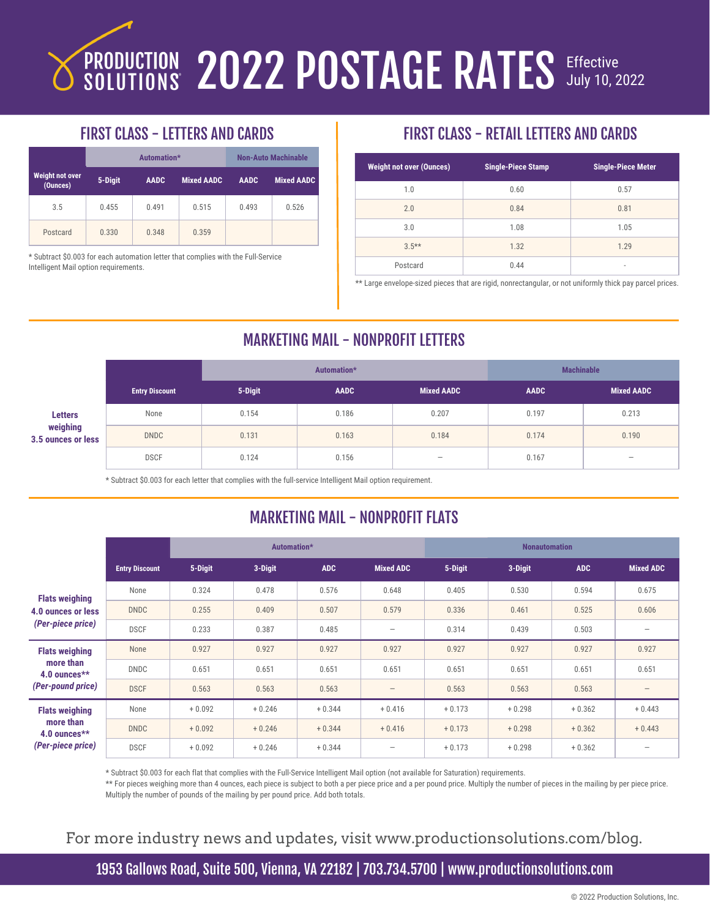# PRODUCTION SOLUTIONS 2022 POSTAGE RATES

Effective July 10, 2022

## FIRST CLASS – LETTERS AND CARDS

| | Automation* | | | Non-Auto Machinable | |
|---|---|---|---|---|---|
| Weight not over (Ounces) | 5-Digit | AADC | Mixed AADC | AADC | Mixed AADC |
| 3.5 | 0.455 | 0.491 | 0.515 | 0.493 | 0.526 |
| Postcard | 0.330 | 0.348 | 0.359 | | |

* Subtract $0.003 for each automation letter that complies with the Full-Service Intelligent Mail option requirements.

## FIRST CLASS – RETAIL LETTERS AND CARDS

| Weight not over (Ounces) | Single-Piece Stamp | Single-Piece Meter |
|---|---|---|
| 1.0 | 0.60 | 0.57 |
| 2.0 | 0.84 | 0.81 |
| 3.0 | 1.08 | 1.05 |
| 3.5** | 1.32 | 1.29 |
| Postcard | 0.44 | - |

** Large envelope-sized pieces that are rigid, nonrectangular, or not uniformly thick pay parcel prices.

## MARKETING MAIL – NONPROFIT LETTERS

| | | Automation* | | | Machinable | |
|---|---|---|---|---|---|---|
| | Entry Discount | 5-Digit | AADC | Mixed AADC | AADC | Mixed AADC |
| **Letters weighing 3.5 ounces or less** | None | 0.154 | 0.186 | 0.207 | 0.197 | 0.213 |
| | DNDC | 0.131 | 0.163 | 0.184 | 0.174 | 0.190 |
| | DSCF | 0.124 | 0.156 | – | 0.167 | – |

* Subtract $0.003 for each letter that complies with the full-service Intelligent Mail option requirement.

## MARKETING MAIL – NONPROFIT FLATS

| | | Automation* | | | | Nonautomation | | | |
|---|---|---|---|---|---|---|---|---|---|
| | Entry Discount | 5-Digit | 3-Digit | ADC | Mixed ADC | 5-Digit | 3-Digit | ADC | Mixed ADC |
| **Flats weighing 4.0 ounces or less** ***(Per-piece price)*** | None | 0.324 | 0.478 | 0.576 | 0.648 | 0.405 | 0.530 | 0.594 | 0.675 |
| | DNDC | 0.255 | 0.409 | 0.507 | 0.579 | 0.336 | 0.461 | 0.525 | 0.606 |
| | DSCF | 0.233 | 0.387 | 0.485 | – | 0.314 | 0.439 | 0.503 | – |
| **Flats weighing more than 4.0 ounces**** ***(Per-pound price)*** | None | 0.927 | 0.927 | 0.927 | 0.927 | 0.927 | 0.927 | 0.927 | 0.927 |
| | DNDC | 0.651 | 0.651 | 0.651 | 0.651 | 0.651 | 0.651 | 0.651 | 0.651 |
| | DSCF | 0.563 | 0.563 | 0.563 | – | 0.563 | 0.563 | 0.563 | – |
| **Flats weighing more than 4.0 ounces**** ***(Per-piece price)*** | None | + 0.092 | + 0.246 | + 0.344 | + 0.416 | + 0.173 | + 0.298 | + 0.362 | + 0.443 |
| | DNDC | + 0.092 | + 0.246 | + 0.344 | + 0.416 | + 0.173 | + 0.298 | + 0.362 | + 0.443 |
| | DSCF | + 0.092 | + 0.246 | + 0.344 | – | + 0.173 | + 0.298 | + 0.362 | – |

* Subtract $0.003 for each flat that complies with the Full-Service Intelligent Mail option (not available for Saturation) requirements.

** For pieces weighing more than 4 ounces, each piece is subject to both a per piece price and a per pound price. Multiply the number of pieces in the mailing by per piece price. Multiply the number of pounds of the mailing by per pound price. Add both totals.

For more industry news and updates, visit www.productionsolutions.com/blog.

1953 Gallows Road, Suite 500, Vienna, VA 22182 | 703.734.5700 | www.productionsolutions.com

© 2022 Production Solutions, Inc.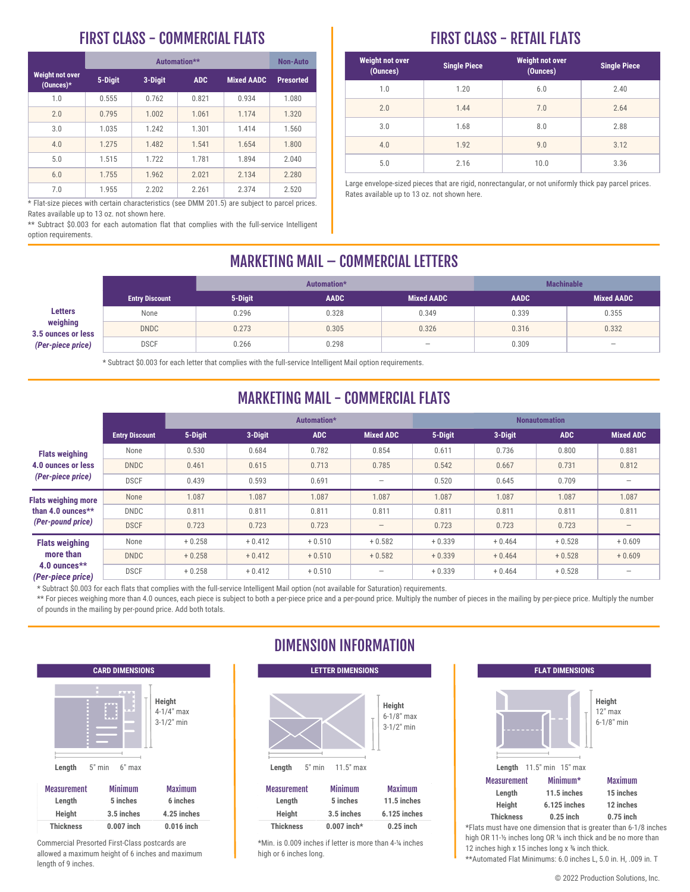## FIRST CLASS - COMMERCIAL FLATS

| Weight not over (Ounces)* | Automation** | | | | Non-Auto |
|---|---|---|---|---|---|
| | 5-Digit | 3-Digit | ADC | Mixed AADC | Presorted |
| 1.0 | 0.555 | 0.762 | 0.821 | 0.934 | 1.080 |
| 2.0 | 0.795 | 1.002 | 1.061 | 1.174 | 1.320 |
| 3.0 | 1.035 | 1.242 | 1.301 | 1.414 | 1.560 |
| 4.0 | 1.275 | 1.482 | 1.541 | 1.654 | 1.800 |
| 5.0 | 1.515 | 1.722 | 1.781 | 1.894 | 2.040 |
| 6.0 | 1.755 | 1.962 | 2.021 | 2.134 | 2.280 |
| 7.0 | 1.955 | 2.202 | 2.261 | 2.374 | 2.520 |

\* Flat-size pieces with certain characteristics (see DMM 201.5) are subject to parcel prices. Rates available up to 13 oz. not shown here.

** Subtract $0.003 for each automation flat that complies with the full-service Intelligent option requirements.

## FIRST CLASS - RETAIL FLATS

| Weight not over (Ounces) | Single Piece | Weight not over (Ounces) | Single Piece |
|---|---|---|---|
| 1.0 | 1.20 | 6.0 | 2.40 |
| 2.0 | 1.44 | 7.0 | 2.64 |
| 3.0 | 1.68 | 8.0 | 2.88 |
| 4.0 | 1.92 | 9.0 | 3.12 |
| 5.0 | 2.16 | 10.0 | 3.36 |

Large envelope-sized pieces that are rigid, nonrectangular, or not uniformly thick pay parcel prices. Rates available up to 13 oz. not shown here.

## MARKETING MAIL — COMMERCIAL LETTERS

| | Entry Discount | Automation* | | | Machinable | |
|---|---|---|---|---|---|---|
| | | 5-Digit | AADC | Mixed AADC | AADC | Mixed AADC |
| **Letters weighing 3.5 ounces or less** *(Per-piece price)* | None | 0.296 | 0.328 | 0.349 | 0.339 | 0.355 |
| | DNDC | 0.273 | 0.305 | 0.326 | 0.316 | 0.332 |
| | DSCF | 0.266 | 0.298 | – | 0.309 | – |

\* Subtract $0.003 for each letter that complies with the full-service Intelligent Mail option requirements.

## MARKETING MAIL - COMMERCIAL FLATS

| | Entry Discount | Automation* | | | | Nonautomation | | | |
|---|---|---|---|---|---|---|---|---|---|
| | | 5-Digit | 3-Digit | ADC | Mixed ADC | 5-Digit | 3-Digit | ADC | Mixed ADC |
| **Flats weighing 4.0 ounces or less** *(Per-piece price)* | None | 0.530 | 0.684 | 0.782 | 0.854 | 0.611 | 0.736 | 0.800 | 0.881 |
| | DNDC | 0.461 | 0.615 | 0.713 | 0.785 | 0.542 | 0.667 | 0.731 | 0.812 |
| | DSCF | 0.439 | 0.593 | 0.691 | – | 0.520 | 0.645 | 0.709 | – |
| **Flats weighing more than 4.0 ounces**** *(Per-pound price)* | None | 1.087 | 1.087 | 1.087 | 1.087 | 1.087 | 1.087 | 1.087 | 1.087 |
| | DNDC | 0.811 | 0.811 | 0.811 | 0.811 | 0.811 | 0.811 | 0.811 | 0.811 |
| | DSCF | 0.723 | 0.723 | 0.723 | – | 0.723 | 0.723 | 0.723 | – |
| **Flats weighing more than 4.0 ounces**** *(Per-piece price)* | None | + 0.258 | + 0.412 | + 0.510 | + 0.582 | + 0.339 | + 0.464 | + 0.528 | + 0.609 |
| | DNDC | + 0.258 | + 0.412 | + 0.510 | + 0.582 | + 0.339 | + 0.464 | + 0.528 | + 0.609 |
| | DSCF | + 0.258 | + 0.412 | + 0.510 | – | + 0.339 | + 0.464 | + 0.528 | – |

\* Subtract $0.003 for each flats that complies with the full-service Intelligent Mail option (not available for Saturation) requirements.

** For pieces weighing more than 4.0 ounces, each piece is subject to both a per-piece price and a per-pound price. Multiply the number of pieces in the mailing by per-piece price. Multiply the number of pounds in the mailing by per-pound price. Add both totals.

## DIMENSION INFORMATION

### CARD DIMENSIONS

Height 4-1/4" max 3-1/2" min

Length 5" min 6" max

| Measurement | Minimum | Maximum |
|---|---|---|
| Length | 5 inches | 6 inches |
| Height | 3.5 inches | 4.25 inches |
| Thickness | 0.007 inch | 0.016 inch |

Commercial Presorted First-Class postcards are allowed a maximum height of 6 inches and maximum length of 9 inches.

### LETTER DIMENSIONS

Height 6-1/8" max 3-1/2" min

Length 5" min 11.5" max

| Measurement | Minimum | Maximum |
|---|---|---|
| Length | 5 inches | 11.5 inches |
| Height | 3.5 inches | 6.125 inches |
| Thickness | 0.007 inch* | 0.25 inch |

*Min. is 0.009 inches if letter is more than 4-¼ inches high or 6 inches long.

### FLAT DIMENSIONS

Height 12" max 6-1/8" min

Length 11.5" min 15" max

| Measurement | Minimum* | Maximum |
|---|---|---|
| Length | 11.5 inches | 15 inches |
| Height | 6.125 inches | 12 inches |
| Thickness | 0.25 inch | 0.75 inch |

*Flats must have one dimension that is greater than 6-1/8 inches high OR 11-½ inches long OR ¼ inch thick and be no more than 12 inches high x 15 inches long x ¾ inch thick.

**Automated Flat Minimums: 6.0 inches L, 5.0 in. H, .009 in. T

© 2022 Production Solutions, Inc.